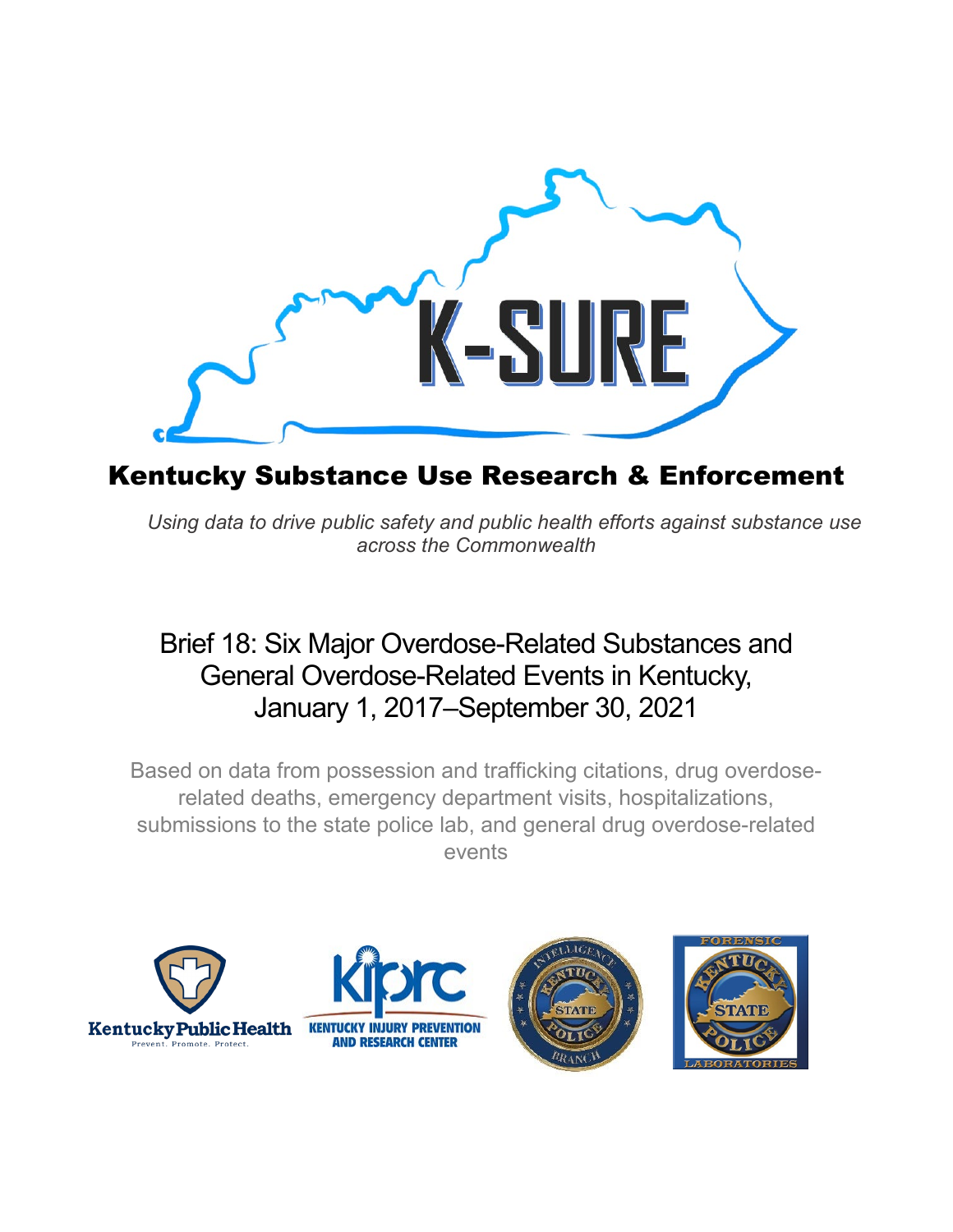# K-SURE

## Kentucky Substance Use Research & Enforcement

*Using data to drive public safety and public health efforts against substance use across the Commonwealth*

# Brief 18: Six Major Overdose-Related Substances and General Overdose-Related Events in Kentucky, January 1, 2017–September 30, 2021

Based on data from possession and trafficking citations, drug overdose-related deaths, emergency department visits, hospitalizations, submissions to the state police lab, and general drug overdose-related events

Kentucky Public Health — Prevent. Promote. Protect.

KIPRC — Kentucky Injury Prevention and Research Center

Kentucky State Police — Intelligence Branch

Kentucky State Police — Forensic Laboratories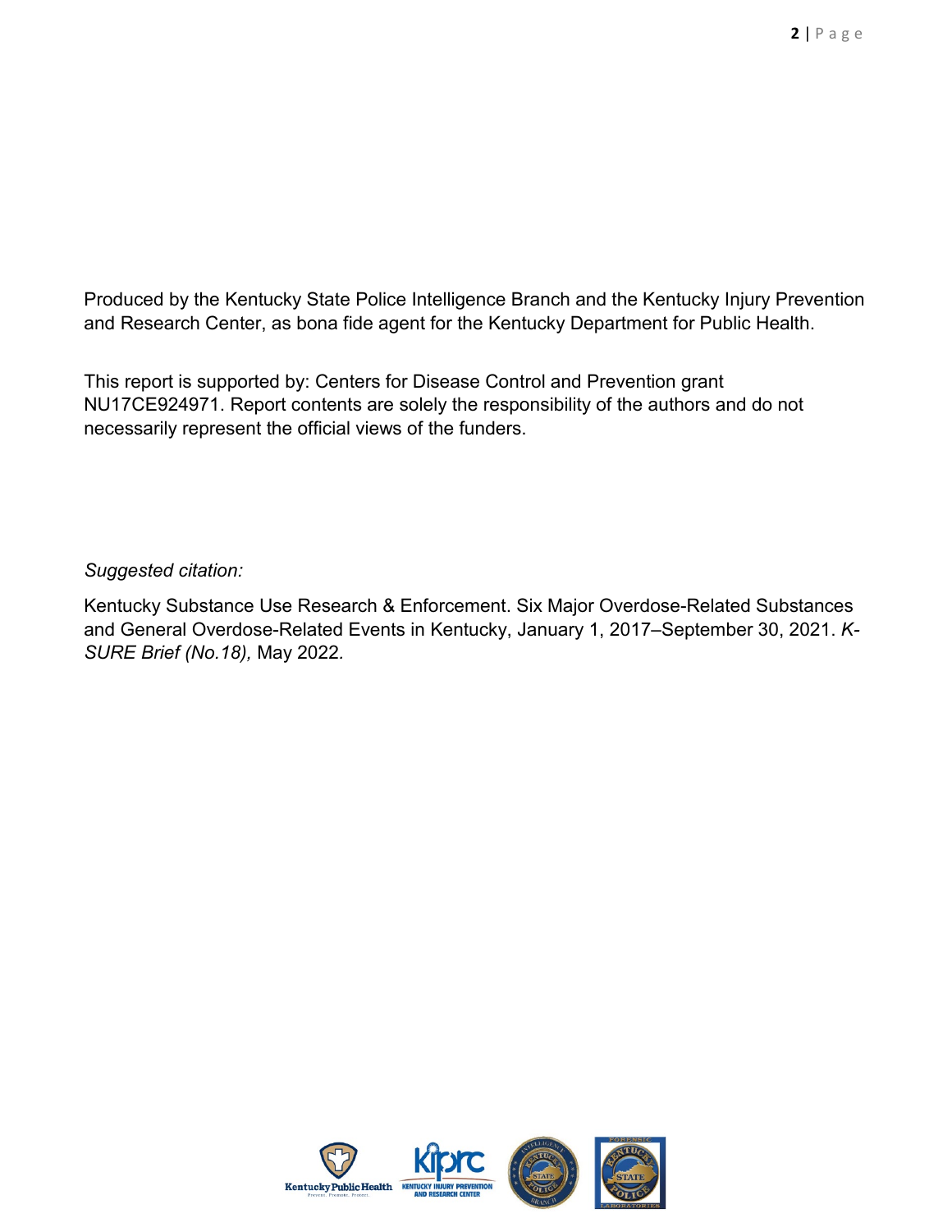Produced by the Kentucky State Police Intelligence Branch and the Kentucky Injury Prevention and Research Center, as bona fide agent for the Kentucky Department for Public Health.

This report is supported by: Centers for Disease Control and Prevention grant NU17CE924971. Report contents are solely the responsibility of the authors and do not necessarily represent the official views of the funders.

*Suggested citation:*

Kentucky Substance Use Research & Enforcement. Six Major Overdose-Related Substances and General Overdose-Related Events in Kentucky, January 1, 2017–September 30, 2021. *K-SURE Brief (No.18),* May 2022.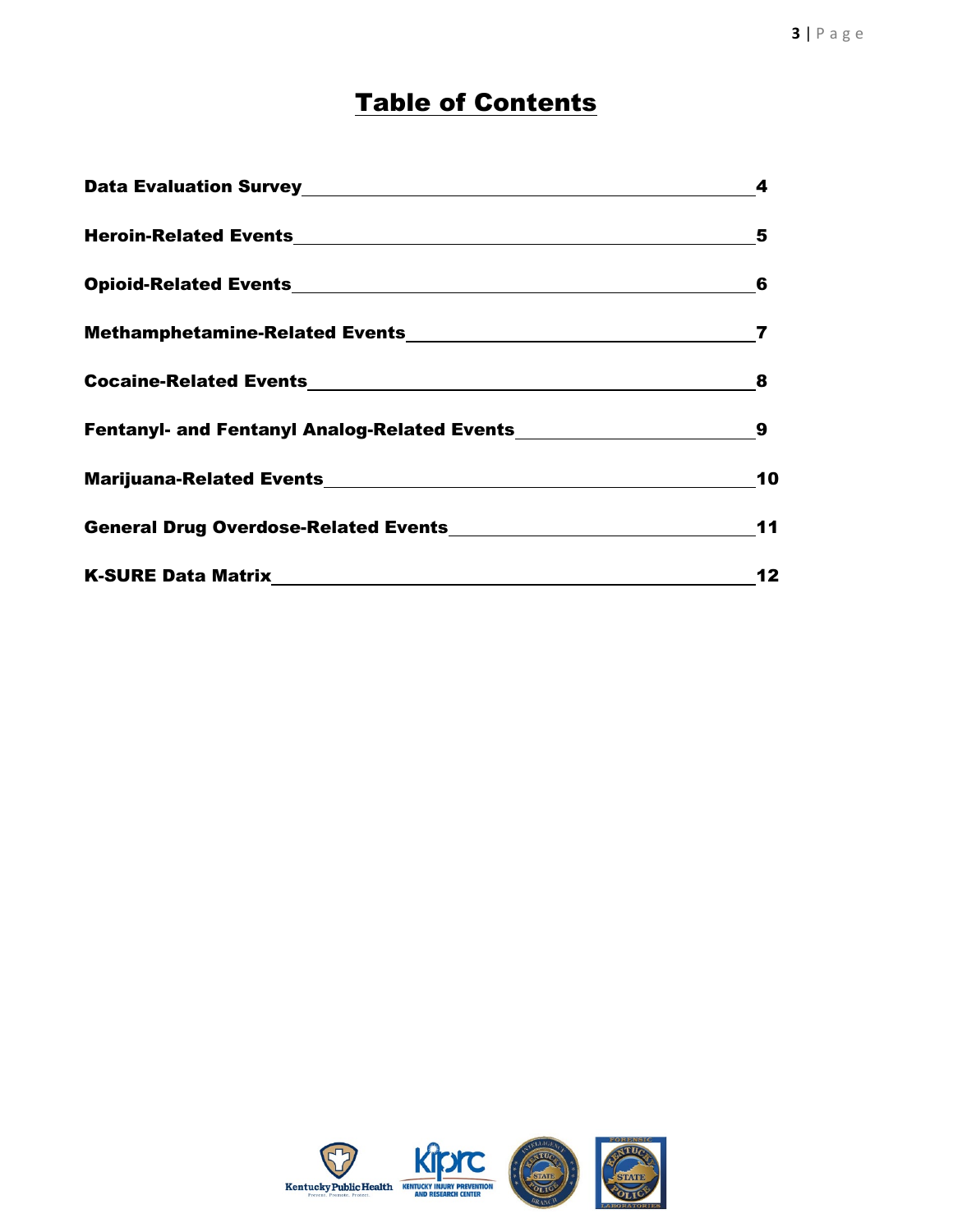# Table of Contents

| | |
|---|---|
| **Data Evaluation Survey** | **4** |
| **Heroin-Related Events** | **5** |
| **Opioid-Related Events** | **6** |
| **Methamphetamine-Related Events** | **7** |
| **Cocaine-Related Events** | **8** |
| **Fentanyl- and Fentanyl Analog-Related Events** | **9** |
| **Marijuana-Related Events** | **10** |
| **General Drug Overdose-Related Events** | **11** |
| **K-SURE Data Matrix** | **12** |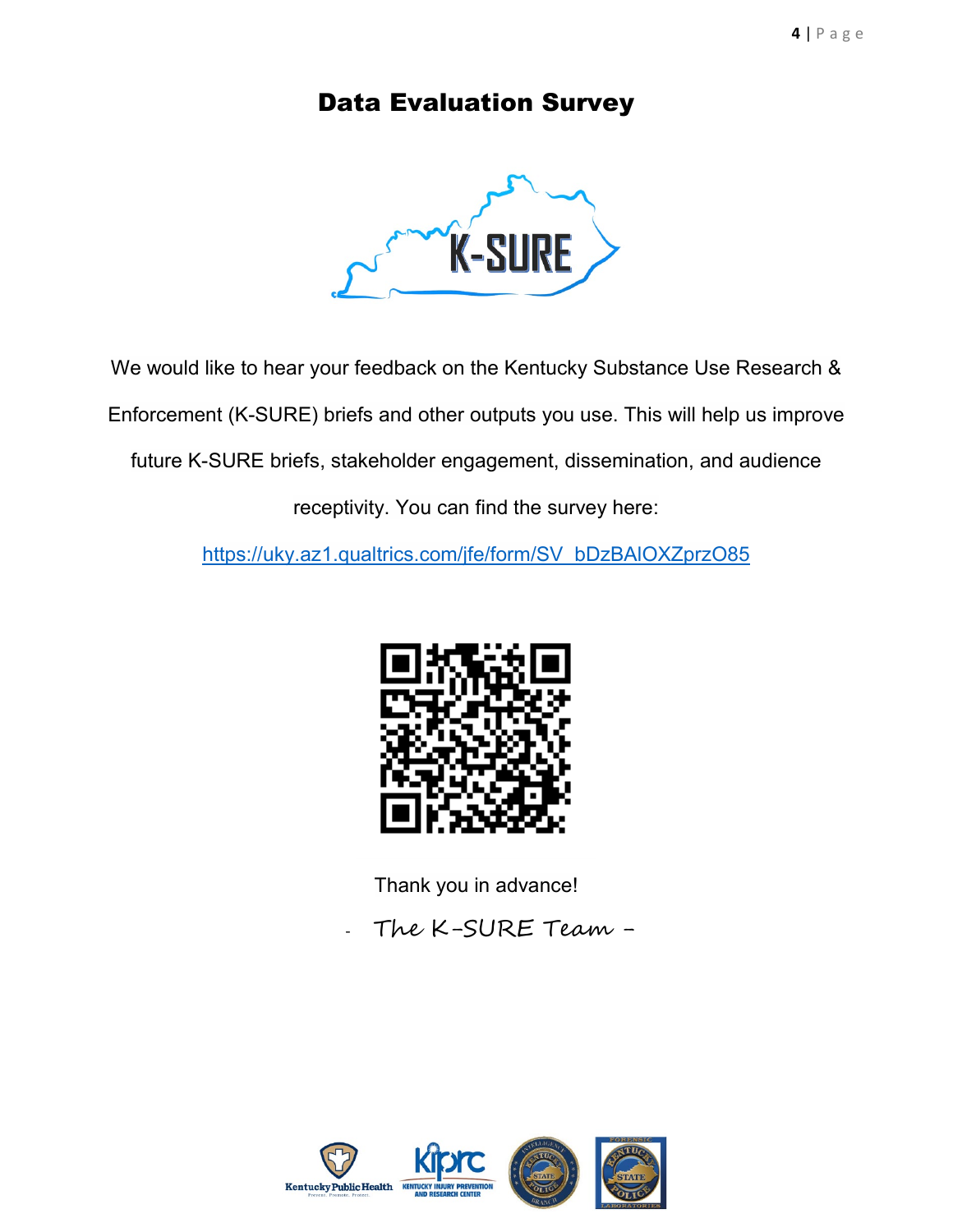# Data Evaluation Survey

We would like to hear your feedback on the Kentucky Substance Use Research & Enforcement (K-SURE) briefs and other outputs you use. This will help us improve future K-SURE briefs, stakeholder engagement, dissemination, and audience receptivity. You can find the survey here:

https://uky.az1.qualtrics.com/jfe/form/SV_bDzBAIOXZprzO85

Thank you in advance!

- The K-SURE Team -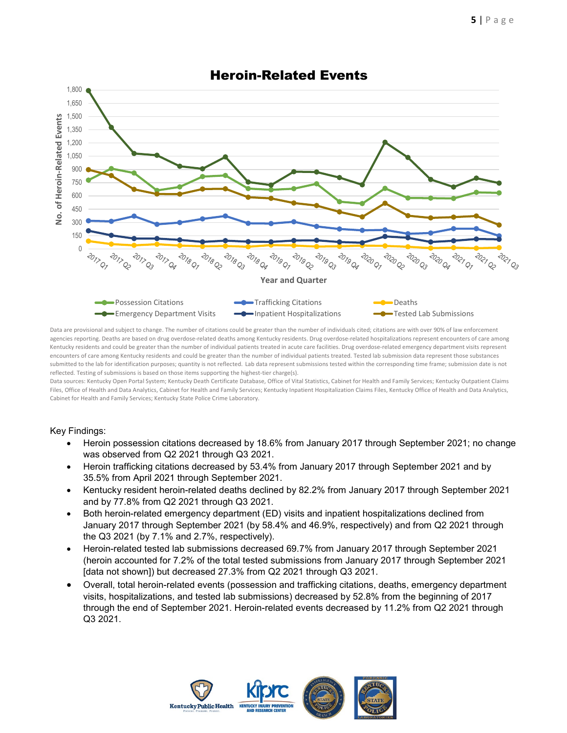## Heroin-Related Events

Data are provisional and subject to change. The number of citations could be greater than the number of individuals cited; citations are with over 90% of law enforcement agencies reporting. Deaths are based on drug overdose-related deaths among Kentucky residents. Drug overdose-related hospitalizations represent encounters of care among Kentucky residents and could be greater than the number of individual patients treated in acute care facilities. Drug overdose-related emergency department visits represent encounters of care among Kentucky residents and could be greater than the number of individual patients treated. Tested lab submission data represent those substances submitted to the lab for identification purposes; quantity is not reflected. Lab data represent submissions tested within the corresponding time frame; submission date is not reflected. Testing of submissions is based on those items supporting the highest-tier charge(s).

Data sources: Kentucky Open Portal System; Kentucky Death Certificate Database, Office of Vital Statistics, Cabinet for Health and Family Services; Kentucky Outpatient Claims Files, Office of Health and Data Analytics, Cabinet for Health and Family Services; Kentucky Inpatient Hospitalization Claims Files, Kentucky Office of Health and Data Analytics, Cabinet for Health and Family Services; Kentucky State Police Crime Laboratory.

Key Findings:

- Heroin possession citations decreased by 18.6% from January 2017 through September 2021; no change was observed from Q2 2021 through Q3 2021.
- Heroin trafficking citations decreased by 53.4% from January 2017 through September 2021 and by 35.5% from April 2021 through September 2021.
- Kentucky resident heroin-related deaths declined by 82.2% from January 2017 through September 2021 and by 77.8% from Q2 2021 through Q3 2021.
- Both heroin-related emergency department (ED) visits and inpatient hospitalizations declined from January 2017 through September 2021 (by 58.4% and 46.9%, respectively) and from Q2 2021 through the Q3 2021 (by 7.1% and 2.7%, respectively).
- Heroin-related tested lab submissions decreased 69.7% from January 2017 through September 2021 (heroin accounted for 7.2% of the total tested submissions from January 2017 through September 2021 [data not shown]) but decreased 27.3% from Q2 2021 through Q3 2021.
- Overall, total heroin-related events (possession and trafficking citations, deaths, emergency department visits, hospitalizations, and tested lab submissions) decreased by 52.8% from the beginning of 2017 through the end of September 2021. Heroin-related events decreased by 11.2% from Q2 2021 through Q3 2021.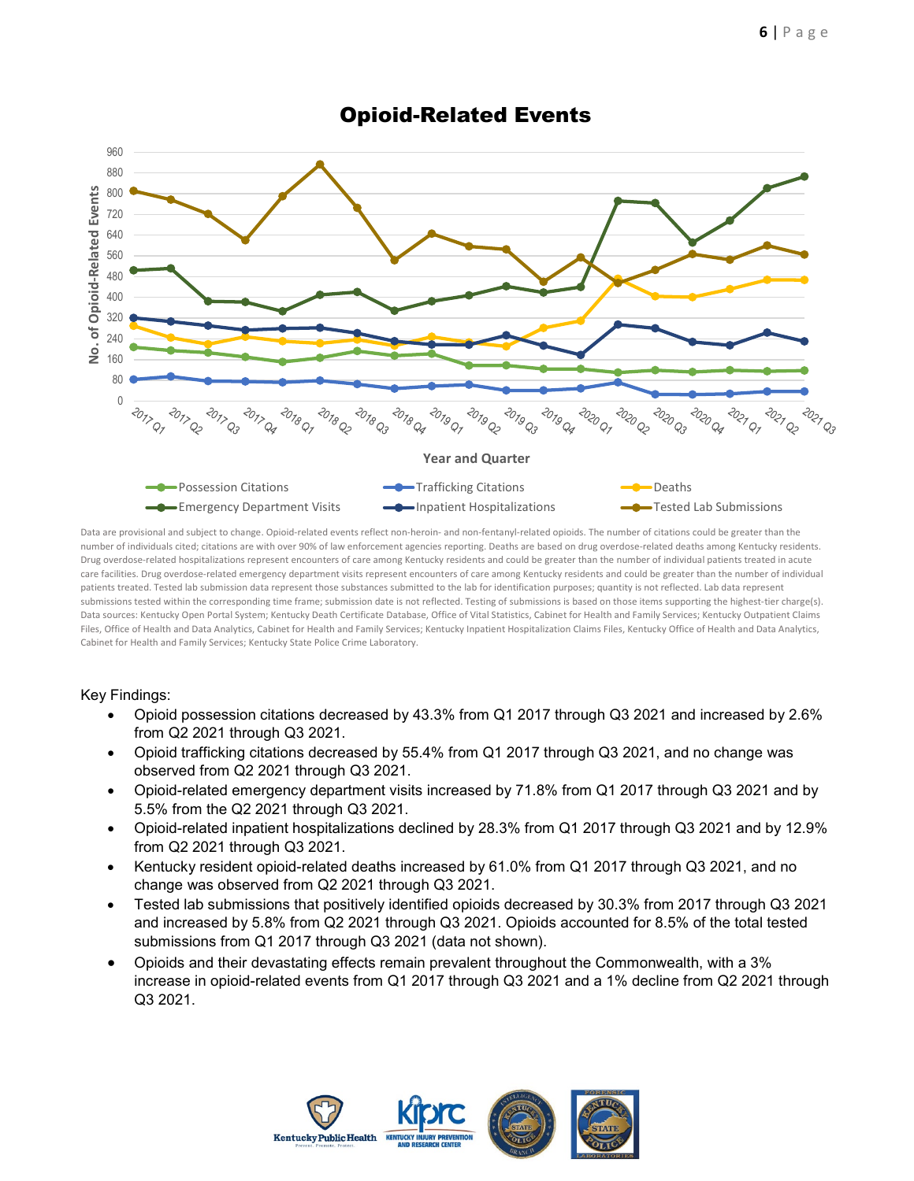## Opioid-Related Events

Data are provisional and subject to change. Opioid-related events reflect non-heroin- and non-fentanyl-related opioids. The number of citations could be greater than the number of individuals cited; citations are with over 90% of law enforcement agencies reporting. Deaths are based on drug overdose-related deaths among Kentucky residents. Drug overdose-related hospitalizations represent encounters of care among Kentucky residents and could be greater than the number of individual patients treated in acute care facilities. Drug overdose-related emergency department visits represent encounters of care among Kentucky residents and could be greater than the number of individual patients treated. Tested lab submission data represent those substances submitted to the lab for identification purposes; quantity is not reflected. Lab data represent submissions tested within the corresponding time frame; submission date is not reflected. Testing of submissions is based on those items supporting the highest-tier charge(s). Data sources: Kentucky Open Portal System; Kentucky Death Certificate Database, Office of Vital Statistics, Cabinet for Health and Family Services; Kentucky Outpatient Claims Files, Office of Health and Data Analytics, Cabinet for Health and Family Services; Kentucky Inpatient Hospitalization Claims Files, Kentucky Office of Health and Data Analytics, Cabinet for Health and Family Services; Kentucky State Police Crime Laboratory.

Key Findings:

- Opioid possession citations decreased by 43.3% from Q1 2017 through Q3 2021 and increased by 2.6% from Q2 2021 through Q3 2021.
- Opioid trafficking citations decreased by 55.4% from Q1 2017 through Q3 2021, and no change was observed from Q2 2021 through Q3 2021.
- Opioid-related emergency department visits increased by 71.8% from Q1 2017 through Q3 2021 and by 5.5% from the Q2 2021 through Q3 2021.
- Opioid-related inpatient hospitalizations declined by 28.3% from Q1 2017 through Q3 2021 and by 12.9% from Q2 2021 through Q3 2021.
- Kentucky resident opioid-related deaths increased by 61.0% from Q1 2017 through Q3 2021, and no change was observed from Q2 2021 through Q3 2021.
- Tested lab submissions that positively identified opioids decreased by 30.3% from 2017 through Q3 2021 and increased by 5.8% from Q2 2021 through Q3 2021. Opioids accounted for 8.5% of the total tested submissions from Q1 2017 through Q3 2021 (data not shown).
- Opioids and their devastating effects remain prevalent throughout the Commonwealth, with a 3% increase in opioid-related events from Q1 2017 through Q3 2021 and a 1% decline from Q2 2021 through Q3 2021.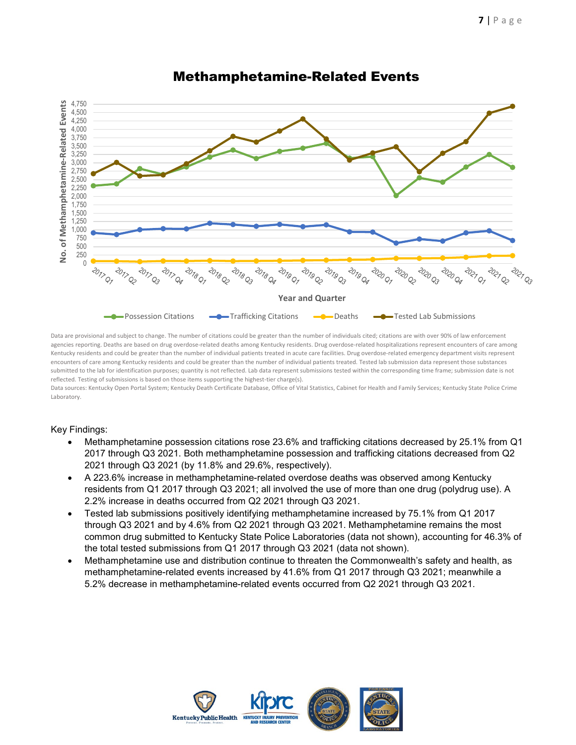## Methamphetamine-Related Events

Data are provisional and subject to change. The number of citations could be greater than the number of individuals cited; citations are with over 90% of law enforcement agencies reporting. Deaths are based on drug overdose-related deaths among Kentucky residents. Drug overdose-related hospitalizations represent encounters of care among Kentucky residents and could be greater than the number of individual patients treated in acute care facilities. Drug overdose-related emergency department visits represent encounters of care among Kentucky residents and could be greater than the number of individual patients treated. Tested lab submission data represent those substances submitted to the lab for identification purposes; quantity is not reflected. Lab data represent submissions tested within the corresponding time frame; submission date is not reflected. Testing of submissions is based on those items supporting the highest-tier charge(s).

Data sources: Kentucky Open Portal System; Kentucky Death Certificate Database, Office of Vital Statistics, Cabinet for Health and Family Services; Kentucky State Police Crime Laboratory.

Key Findings:

- Methamphetamine possession citations rose 23.6% and trafficking citations decreased by 25.1% from Q1 2017 through Q3 2021. Both methamphetamine possession and trafficking citations decreased from Q2 2021 through Q3 2021 (by 11.8% and 29.6%, respectively).
- A 223.6% increase in methamphetamine-related overdose deaths was observed among Kentucky residents from Q1 2017 through Q3 2021; all involved the use of more than one drug (polydrug use). A 2.2% increase in deaths occurred from Q2 2021 through Q3 2021.
- Tested lab submissions positively identifying methamphetamine increased by 75.1% from Q1 2017 through Q3 2021 and by 4.6% from Q2 2021 through Q3 2021. Methamphetamine remains the most common drug submitted to Kentucky State Police Laboratories (data not shown), accounting for 46.3% of the total tested submissions from Q1 2017 through Q3 2021 (data not shown).
- Methamphetamine use and distribution continue to threaten the Commonwealth's safety and health, as methamphetamine-related events increased by 41.6% from Q1 2017 through Q3 2021; meanwhile a 5.2% decrease in methamphetamine-related events occurred from Q2 2021 through Q3 2021.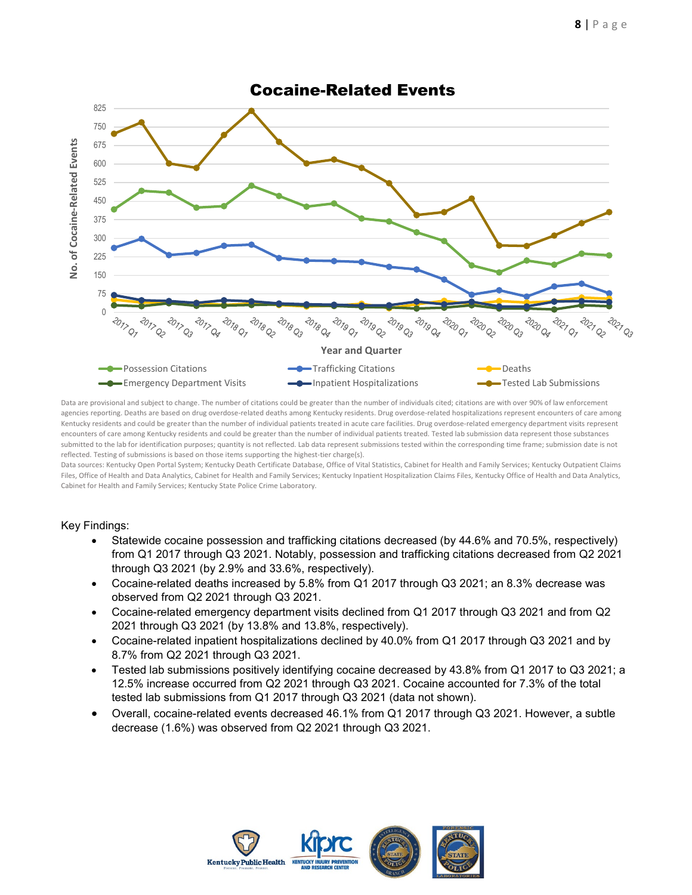## Cocaine-Related Events

Data are provisional and subject to change. The number of citations could be greater than the number of individuals cited; citations are with over 90% of law enforcement agencies reporting. Deaths are based on drug overdose-related deaths among Kentucky residents. Drug overdose-related hospitalizations represent encounters of care among Kentucky residents and could be greater than the number of individual patients treated in acute care facilities. Drug overdose-related emergency department visits represent encounters of care among Kentucky residents and could be greater than the number of individual patients treated. Tested lab submission data represent those substances submitted to the lab for identification purposes; quantity is not reflected. Lab data represent submissions tested within the corresponding time frame; submission date is not reflected. Testing of submissions is based on those items supporting the highest-tier charge(s).

Data sources: Kentucky Open Portal System; Kentucky Death Certificate Database, Office of Vital Statistics, Cabinet for Health and Family Services; Kentucky Outpatient Claims Files, Office of Health and Data Analytics, Cabinet for Health and Family Services; Kentucky Inpatient Hospitalization Claims Files, Kentucky Office of Health and Data Analytics, Cabinet for Health and Family Services; Kentucky State Police Crime Laboratory.

Key Findings:

- Statewide cocaine possession and trafficking citations decreased (by 44.6% and 70.5%, respectively) from Q1 2017 through Q3 2021. Notably, possession and trafficking citations decreased from Q2 2021 through Q3 2021 (by 2.9% and 33.6%, respectively).
- Cocaine-related deaths increased by 5.8% from Q1 2017 through Q3 2021; an 8.3% decrease was observed from Q2 2021 through Q3 2021.
- Cocaine-related emergency department visits declined from Q1 2017 through Q3 2021 and from Q2 2021 through Q3 2021 (by 13.8% and 13.8%, respectively).
- Cocaine-related inpatient hospitalizations declined by 40.0% from Q1 2017 through Q3 2021 and by 8.7% from Q2 2021 through Q3 2021.
- Tested lab submissions positively identifying cocaine decreased by 43.8% from Q1 2017 to Q3 2021; a 12.5% increase occurred from Q2 2021 through Q3 2021. Cocaine accounted for 7.3% of the total tested lab submissions from Q1 2017 through Q3 2021 (data not shown).
- Overall, cocaine-related events decreased 46.1% from Q1 2017 through Q3 2021. However, a subtle decrease (1.6%) was observed from Q2 2021 through Q3 2021.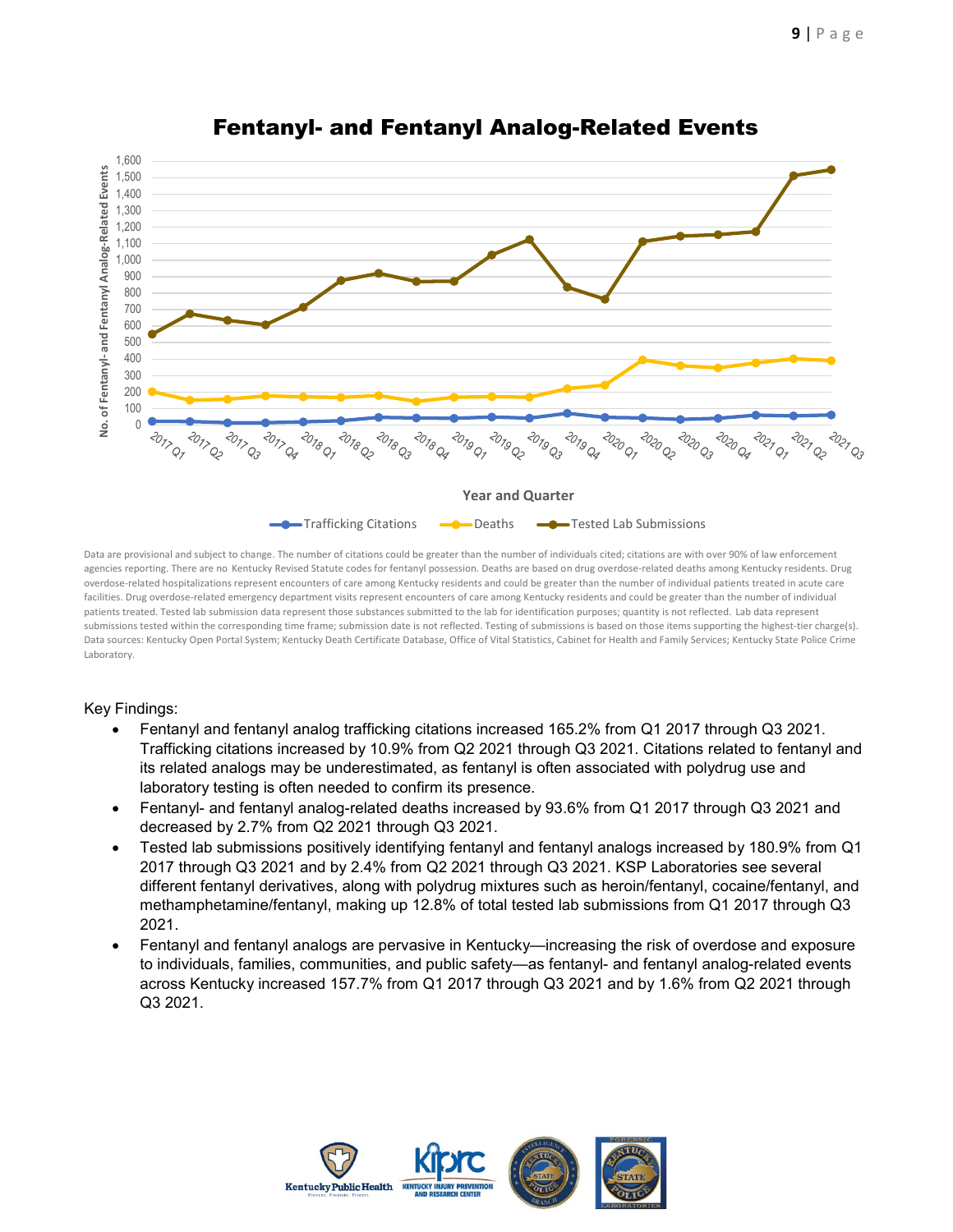## Fentanyl- and Fentanyl Analog-Related Events

Data are provisional and subject to change. The number of citations could be greater than the number of individuals cited; citations are with over 90% of law enforcement agencies reporting. There are no Kentucky Revised Statute codes for fentanyl possession. Deaths are based on drug overdose-related deaths among Kentucky residents. Drug overdose-related hospitalizations represent encounters of care among Kentucky residents and could be greater than the number of individual patients treated in acute care facilities. Drug overdose-related emergency department visits represent encounters of care among Kentucky residents and could be greater than the number of individual patients treated. Tested lab submission data represent those substances submitted to the lab for identification purposes; quantity is not reflected. Lab data represent submissions tested within the corresponding time frame; submission date is not reflected. Testing of submissions is based on those items supporting the highest-tier charge(s). Data sources: Kentucky Open Portal System; Kentucky Death Certificate Database, Office of Vital Statistics, Cabinet for Health and Family Services; Kentucky State Police Crime Laboratory.

Key Findings:

- Fentanyl and fentanyl analog trafficking citations increased 165.2% from Q1 2017 through Q3 2021. Trafficking citations increased by 10.9% from Q2 2021 through Q3 2021. Citations related to fentanyl and its related analogs may be underestimated, as fentanyl is often associated with polydrug use and laboratory testing is often needed to confirm its presence.
- Fentanyl- and fentanyl analog-related deaths increased by 93.6% from Q1 2017 through Q3 2021 and decreased by 2.7% from Q2 2021 through Q3 2021.
- Tested lab submissions positively identifying fentanyl and fentanyl analogs increased by 180.9% from Q1 2017 through Q3 2021 and by 2.4% from Q2 2021 through Q3 2021. KSP Laboratories see several different fentanyl derivatives, along with polydrug mixtures such as heroin/fentanyl, cocaine/fentanyl, and methamphetamine/fentanyl, making up 12.8% of total tested lab submissions from Q1 2017 through Q3 2021.
- Fentanyl and fentanyl analogs are pervasive in Kentucky—increasing the risk of overdose and exposure to individuals, families, communities, and public safety—as fentanyl- and fentanyl analog-related events across Kentucky increased 157.7% from Q1 2017 through Q3 2021 and by 1.6% from Q2 2021 through Q3 2021.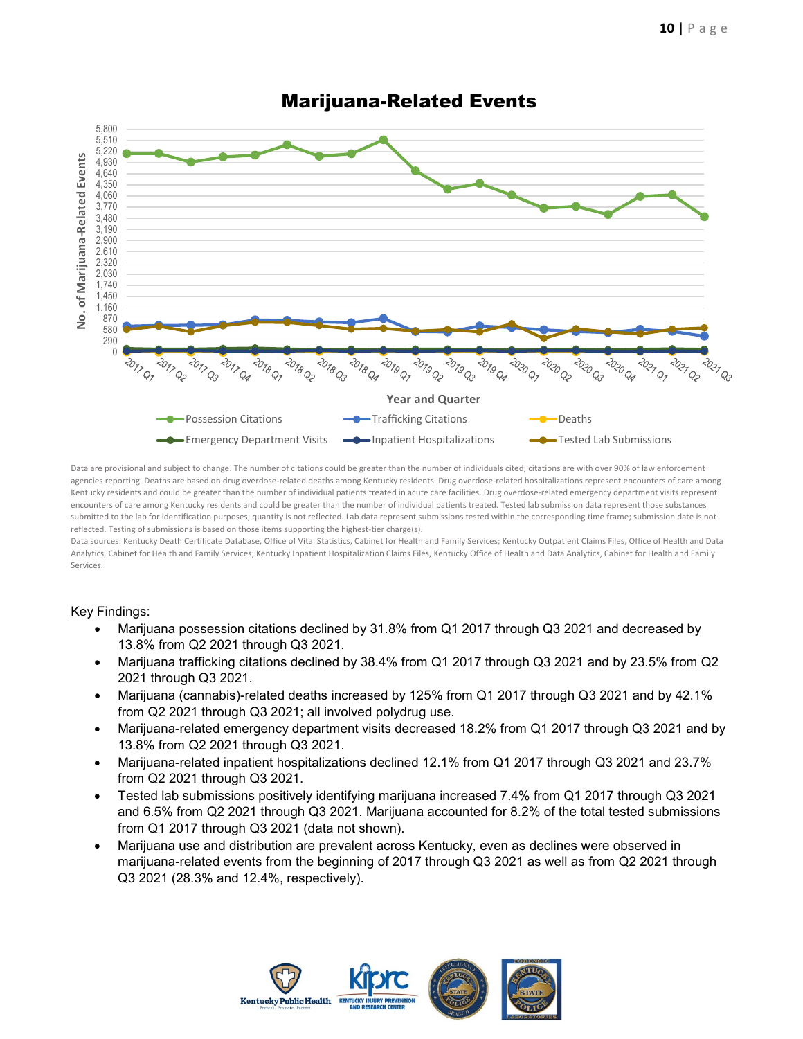## Marijuana-Related Events

Data are provisional and subject to change. The number of citations could be greater than the number of individuals cited; citations are with over 90% of law enforcement agencies reporting. Deaths are based on drug overdose-related deaths among Kentucky residents. Drug overdose-related hospitalizations represent encounters of care among Kentucky residents and could be greater than the number of individual patients treated in acute care facilities. Drug overdose-related emergency department visits represent encounters of care among Kentucky residents and could be greater than the number of individual patients treated. Tested lab submission data represent those substances submitted to the lab for identification purposes; quantity is not reflected. Lab data represent submissions tested within the corresponding time frame; submission date is not reflected. Testing of submissions is based on those items supporting the highest-tier charge(s).

Data sources: Kentucky Death Certificate Database, Office of Vital Statistics, Cabinet for Health and Family Services; Kentucky Outpatient Claims Files, Office of Health and Data Analytics, Cabinet for Health and Family Services; Kentucky Inpatient Hospitalization Claims Files, Kentucky Office of Health and Data Analytics, Cabinet for Health and Family Services.

Key Findings:

- Marijuana possession citations declined by 31.8% from Q1 2017 through Q3 2021 and decreased by 13.8% from Q2 2021 through Q3 2021.
- Marijuana trafficking citations declined by 38.4% from Q1 2017 through Q3 2021 and by 23.5% from Q2 2021 through Q3 2021.
- Marijuana (cannabis)-related deaths increased by 125% from Q1 2017 through Q3 2021 and by 42.1% from Q2 2021 through Q3 2021; all involved polydrug use.
- Marijuana-related emergency department visits decreased 18.2% from Q1 2017 through Q3 2021 and by 13.8% from Q2 2021 through Q3 2021.
- Marijuana-related inpatient hospitalizations declined 12.1% from Q1 2017 through Q3 2021 and 23.7% from Q2 2021 through Q3 2021.
- Tested lab submissions positively identifying marijuana increased 7.4% from Q1 2017 through Q3 2021 and 6.5% from Q2 2021 through Q3 2021. Marijuana accounted for 8.2% of the total tested submissions from Q1 2017 through Q3 2021 (data not shown).
- Marijuana use and distribution are prevalent across Kentucky, even as declines were observed in marijuana-related events from the beginning of 2017 through Q3 2021 as well as from Q2 2021 through Q3 2021 (28.3% and 12.4%, respectively).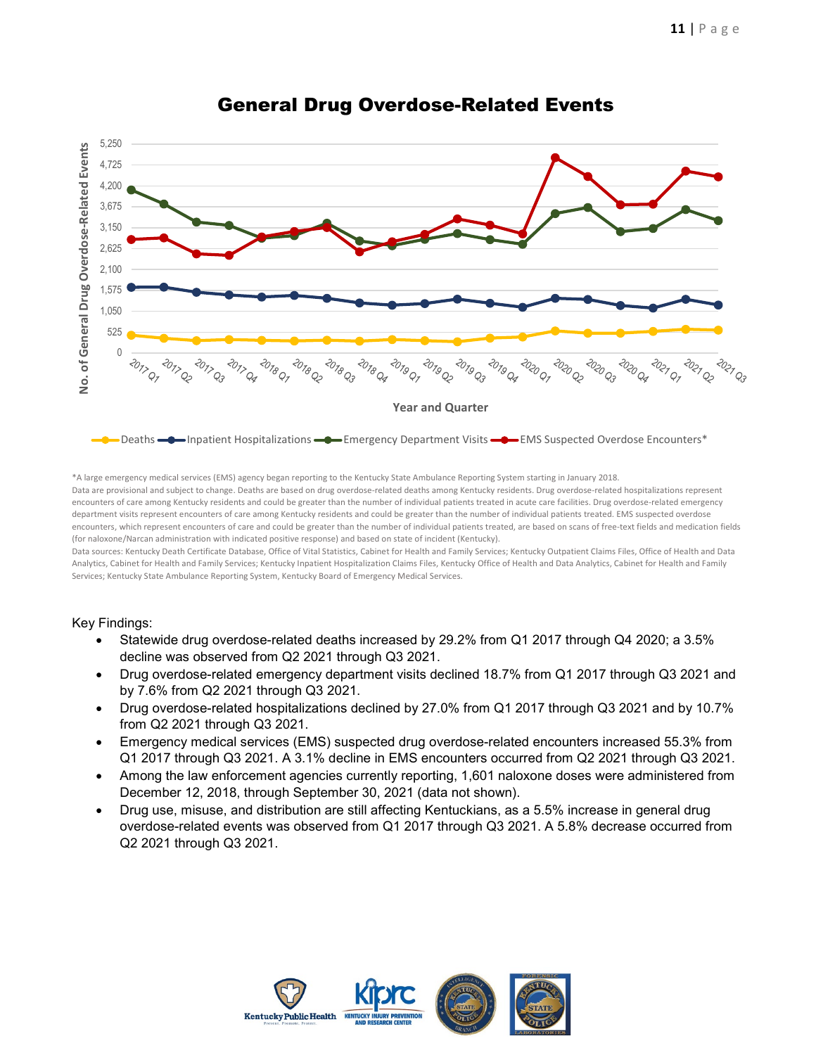## General Drug Overdose-Related Events

*A large emergency medical services (EMS) agency began reporting to the Kentucky State Ambulance Reporting System starting in January 2018.
Data are provisional and subject to change. Deaths are based on drug overdose-related deaths among Kentucky residents. Drug overdose-related hospitalizations represent encounters of care among Kentucky residents and could be greater than the number of individual patients treated in acute care facilities. Drug overdose-related emergency department visits represent encounters of care among Kentucky residents and could be greater than the number of individual patients treated. EMS suspected overdose encounters, which represent encounters of care and could be greater than the number of individual patients treated, are based on scans of free-text fields and medication fields (for naloxone/Narcan administration with indicated positive response) and based on state of incident (Kentucky).
Data sources: Kentucky Death Certificate Database, Office of Vital Statistics, Cabinet for Health and Family Services; Kentucky Outpatient Claims Files, Office of Health and Data Analytics, Cabinet for Health and Family Services; Kentucky Inpatient Hospitalization Claims Files, Kentucky Office of Health and Data Analytics, Cabinet for Health and Family Services; Kentucky State Ambulance Reporting System, Kentucky Board of Emergency Medical Services.

Key Findings:

- Statewide drug overdose-related deaths increased by 29.2% from Q1 2017 through Q4 2020; a 3.5% decline was observed from Q2 2021 through Q3 2021.
- Drug overdose-related emergency department visits declined 18.7% from Q1 2017 through Q3 2021 and by 7.6% from Q2 2021 through Q3 2021.
- Drug overdose-related hospitalizations declined by 27.0% from Q1 2017 through Q3 2021 and by 10.7% from Q2 2021 through Q3 2021.
- Emergency medical services (EMS) suspected drug overdose-related encounters increased 55.3% from Q1 2017 through Q3 2021. A 3.1% decline in EMS encounters occurred from Q2 2021 through Q3 2021.
- Among the law enforcement agencies currently reporting, 1,601 naloxone doses were administered from December 12, 2018, through September 30, 2021 (data not shown).
- Drug use, misuse, and distribution are still affecting Kentuckians, as a 5.5% increase in general drug overdose-related events was observed from Q1 2017 through Q3 2021. A 5.8% decrease occurred from Q2 2021 through Q3 2021.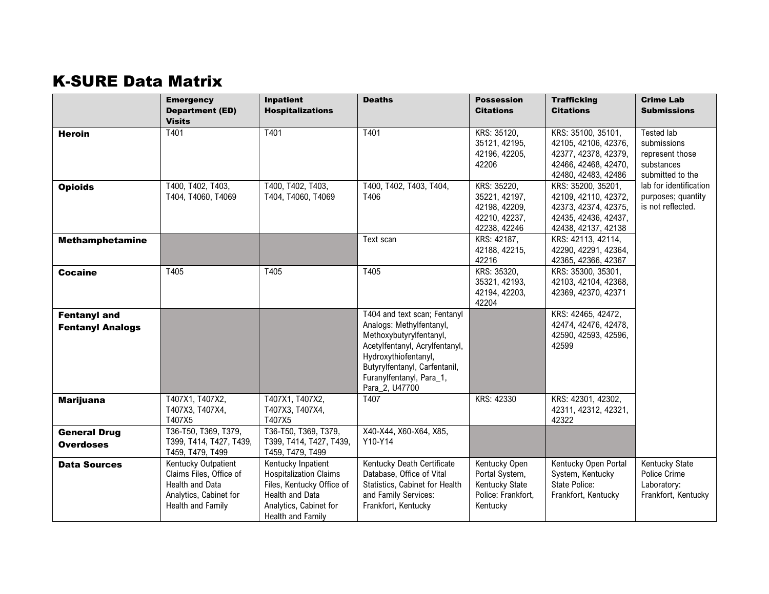# K-SURE Data Matrix

| | Emergency Department (ED) Visits | Inpatient Hospitalizations | Deaths | Possession Citations | Trafficking Citations | Crime Lab Submissions |
|---|---|---|---|---|---|---|
| **Heroin** | T401 | T401 | T401 | KRS: 35120, 35121, 42195, 42196, 42205, 42206 | KRS: 35100, 35101, 42105, 42106, 42376, 42377, 42378, 42379, 42466, 42468, 42470, 42480, 42483, 42486 | Tested lab submissions represent those substances submitted to the lab for identification purposes; quantity is not reflected. |
| **Opioids** | T400, T402, T403, T404, T4060, T4069 | T400, T402, T403, T404, T4060, T4069 | T400, T402, T403, T404, T406 | KRS: 35220, 35221, 42197, 42198, 42209, 42210, 42237, 42238, 42246 | KRS: 35200, 35201, 42109, 42110, 42372, 42373, 42374, 42375, 42435, 42436, 42437, 42438, 42137, 42138 | |
| **Methamphetamine** | | | Text scan | KRS: 42187, 42188, 42215, 42216 | KRS: 42113, 42114, 42290, 42291, 42364, 42365, 42366, 42367 | |
| **Cocaine** | T405 | T405 | T405 | KRS: 35320, 35321, 42193, 42194, 42203, 42204 | KRS: 35300, 35301, 42103, 42104, 42368, 42369, 42370, 42371 | |
| **Fentanyl and Fentanyl Analogs** | | | T404 and text scan; Fentanyl Analogs: Methylfentanyl, Methoxybutyrylfentanyl, Acetylfentanyl, Acrylfentanyl, Hydroxythiofentanyl, Butyrylfentanyl, Carfentanil, Furanylfentanyl, Para_1, Para_2, U47700 | | KRS: 42465, 42472, 42474, 42476, 42478, 42590, 42593, 42596, 42599 | |
| **Marijuana** | T407X1, T407X2, T407X3, T407X4, T407X5 | T407X1, T407X2, T407X3, T407X4, T407X5 | T407 | KRS: 42330 | KRS: 42301, 42302, 42311, 42312, 42321, 42322 | |
| **General Drug Overdoses** | T36-T50, T369, T379, T399, T414, T427, T439, T459, T479, T499 | T36-T50, T369, T379, T399, T414, T427, T439, T459, T479, T499 | X40-X44, X60-X64, X85, Y10-Y14 | | | |
| **Data Sources** | Kentucky Outpatient Claims Files, Office of Health and Data Analytics, Cabinet for Health and Family | Kentucky Inpatient Hospitalization Claims Files, Kentucky Office of Health and Data Analytics, Cabinet for Health and Family | Kentucky Death Certificate Database, Office of Vital Statistics, Cabinet for Health and Family Services: Frankfort, Kentucky | Kentucky Open Portal System, Kentucky State Police: Frankfort, Kentucky | Kentucky Open Portal System, Kentucky State Police: Frankfort, Kentucky | Kentucky State Police Crime Laboratory: Frankfort, Kentucky |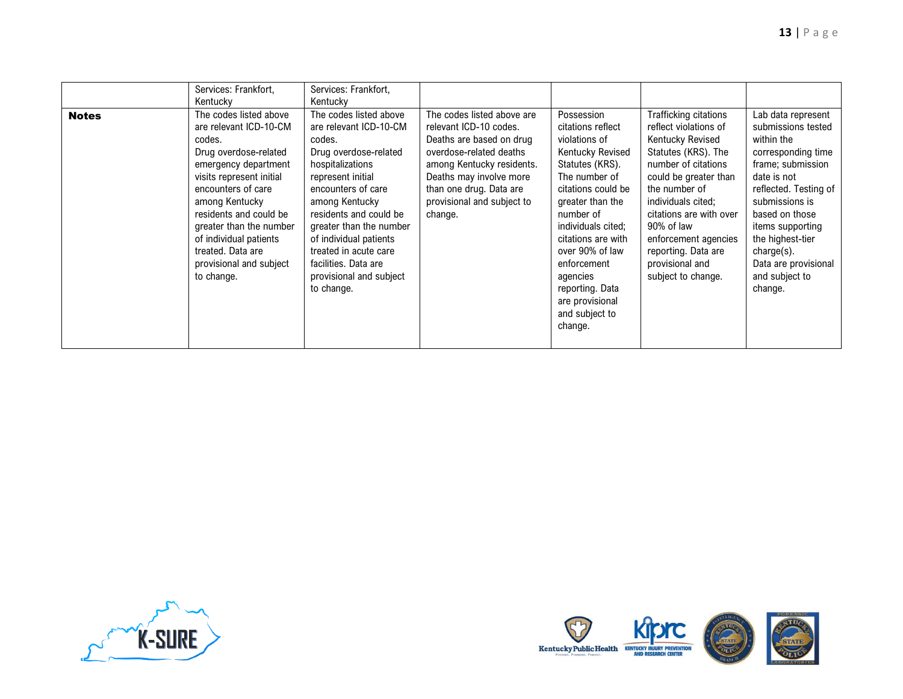| | | | | | | |
|---|---|---|---|---|---|---|
| | Services: Frankfort, Kentucky | Services: Frankfort, Kentucky | | | | |
| **Notes** | The codes listed above are relevant ICD-10-CM codes. Drug overdose-related emergency department visits represent initial encounters of care among Kentucky residents and could be greater than the number of individual patients treated. Data are provisional and subject to change. | The codes listed above are relevant ICD-10-CM codes. Drug overdose-related hospitalizations represent initial encounters of care among Kentucky residents and could be greater than the number of individual patients treated in acute care facilities. Data are provisional and subject to change. | The codes listed above are relevant ICD-10 codes. Deaths are based on drug overdose-related deaths among Kentucky residents. Deaths may involve more than one drug. Data are provisional and subject to change. | Possession citations reflect violations of Kentucky Revised Statutes (KRS). The number of citations could be greater than the number of individuals cited; citations are with over 90% of law enforcement agencies reporting. Data are provisional and subject to change. | Trafficking citations reflect violations of Kentucky Revised Statutes (KRS). The number of citations could be greater than the number of individuals cited; citations are with over 90% of law enforcement agencies reporting. Data are provisional and subject to change. | Lab data represent submissions tested within the corresponding time frame; submission date is not reflected. Testing of submissions is based on those items supporting the highest-tier charge(s). Data are provisional and subject to change. |